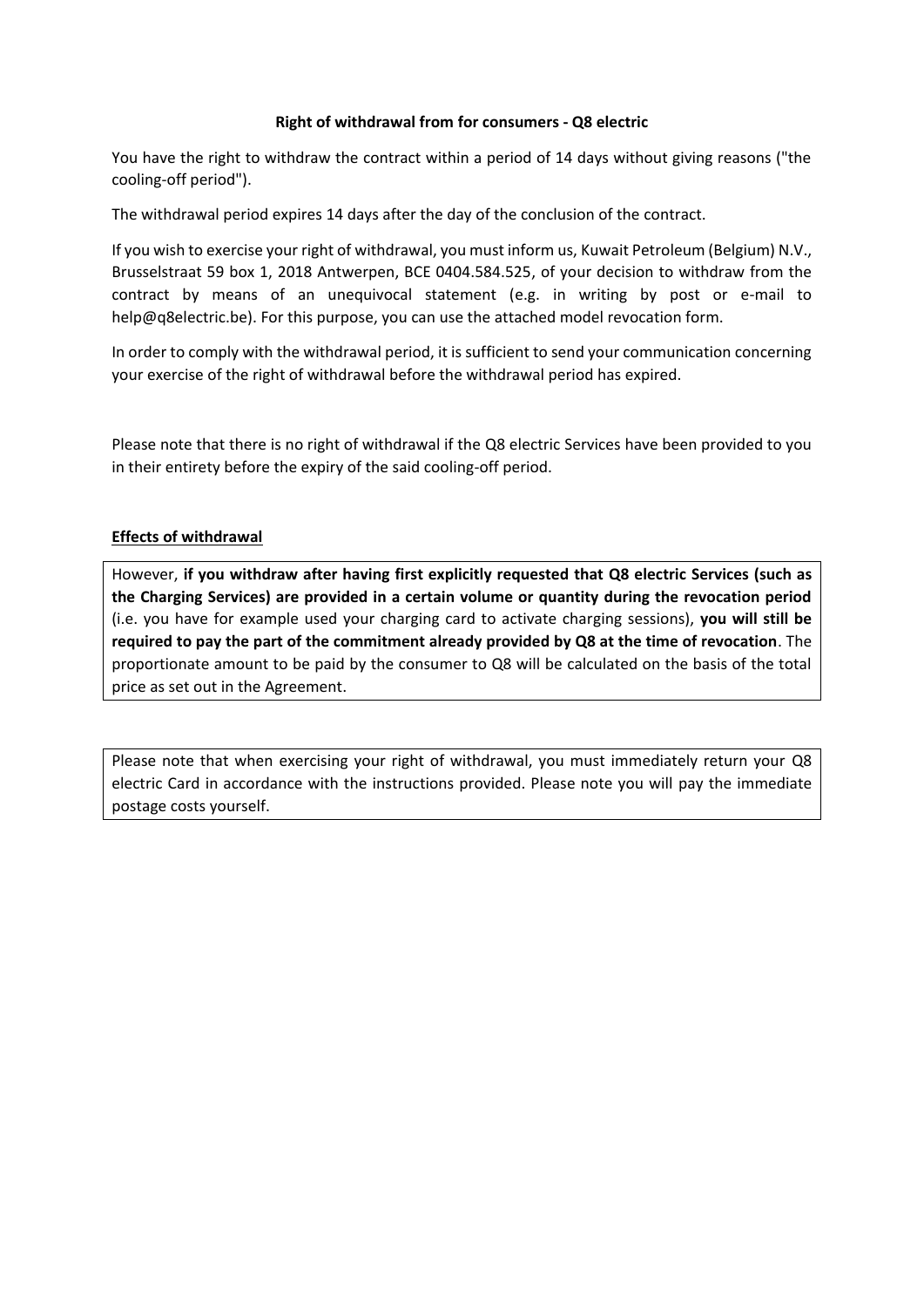**Right of withdrawal from for consumers - Q8 electric**

You have the right to withdraw the contract within a period of 14 days without giving reasons ("the cooling-off period").

The withdrawal period expires 14 days after the day of the conclusion of the contract.

If you wish to exercise your right of withdrawal, you must inform us, Kuwait Petroleum (Belgium) N.V., Brusselstraat 59 box 1, 2018 Antwerpen, BCE 0404.584.525, of your decision to withdraw from the contract by means of an unequivocal statement (e.g. in writing by post or e-mail to help@q8electric.be). For this purpose, you can use the attached model revocation form.

In order to comply with the withdrawal period, it is sufficient to send your communication concerning your exercise of the right of withdrawal before the withdrawal period has expired.

Please note that there is no right of withdrawal if the Q8 electric Services have been provided to you in their entirety before the expiry of the said cooling-off period.

**Effects of withdrawal**

However, **if you withdraw after having first explicitly requested that Q8 electric Services (such as the Charging Services) are provided in a certain volume or quantity during the revocation period** (i.e. you have for example used your charging card to activate charging sessions), **you will still be required to pay the part of the commitment already provided by Q8 at the time of revocation**. The proportionate amount to be paid by the consumer to Q8 will be calculated on the basis of the total price as set out in the Agreement.

Please note that when exercising your right of withdrawal, you must immediately return your Q8 electric Card in accordance with the instructions provided. Please note you will pay the immediate postage costs yourself.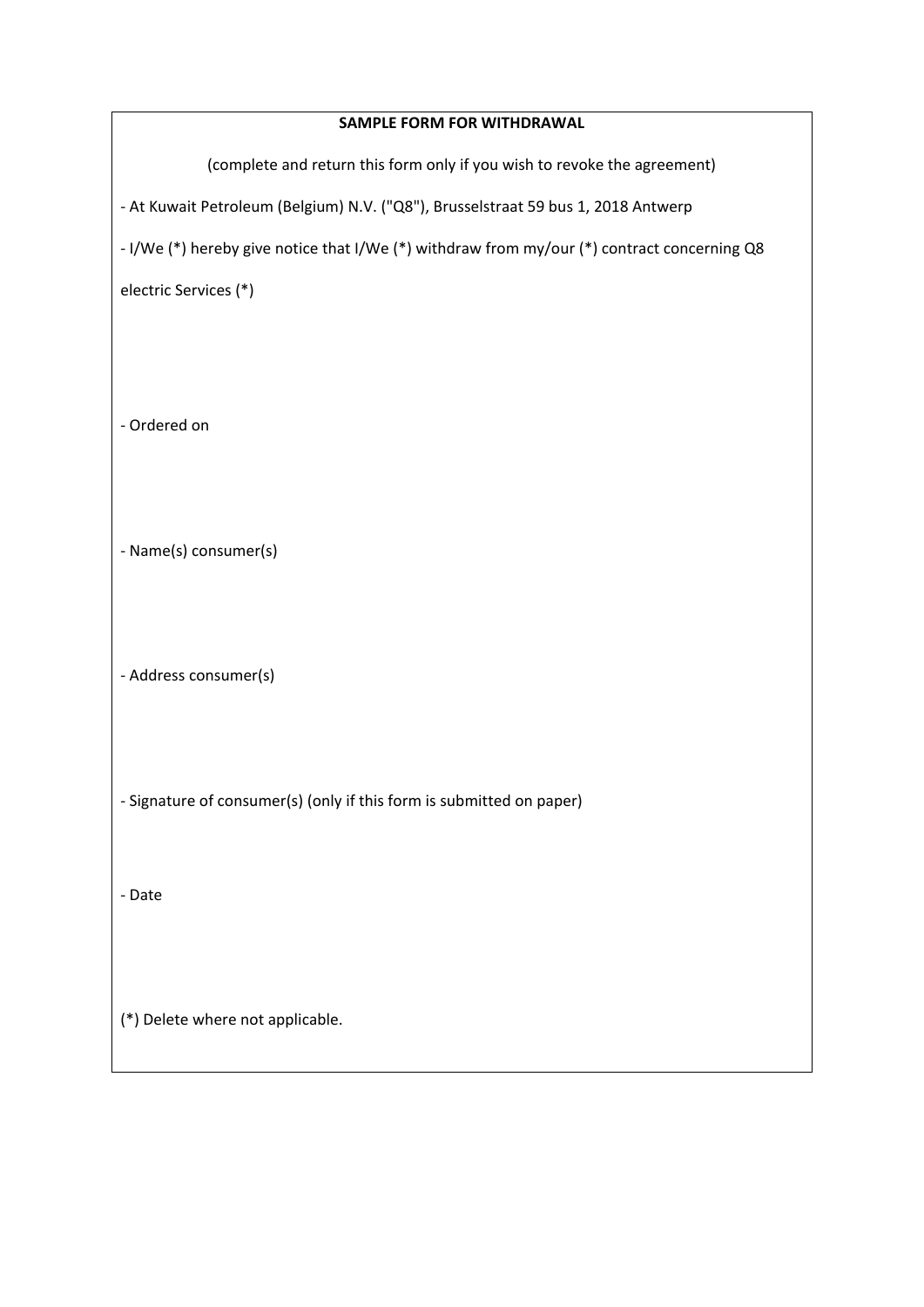**SAMPLE FORM FOR WITHDRAWAL**

(complete and return this form only if you wish to revoke the agreement)

- At Kuwait Petroleum (Belgium) N.V. ("Q8"), Brusselstraat 59 bus 1, 2018 Antwerp

- I/We (*) hereby give notice that I/We (*) withdraw from my/our (*) contract concerning Q8 electric Services (*)

- Ordered on

- Name(s) consumer(s)

- Address consumer(s)

- Signature of consumer(s) (only if this form is submitted on paper)

- Date

(*) Delete where not applicable.